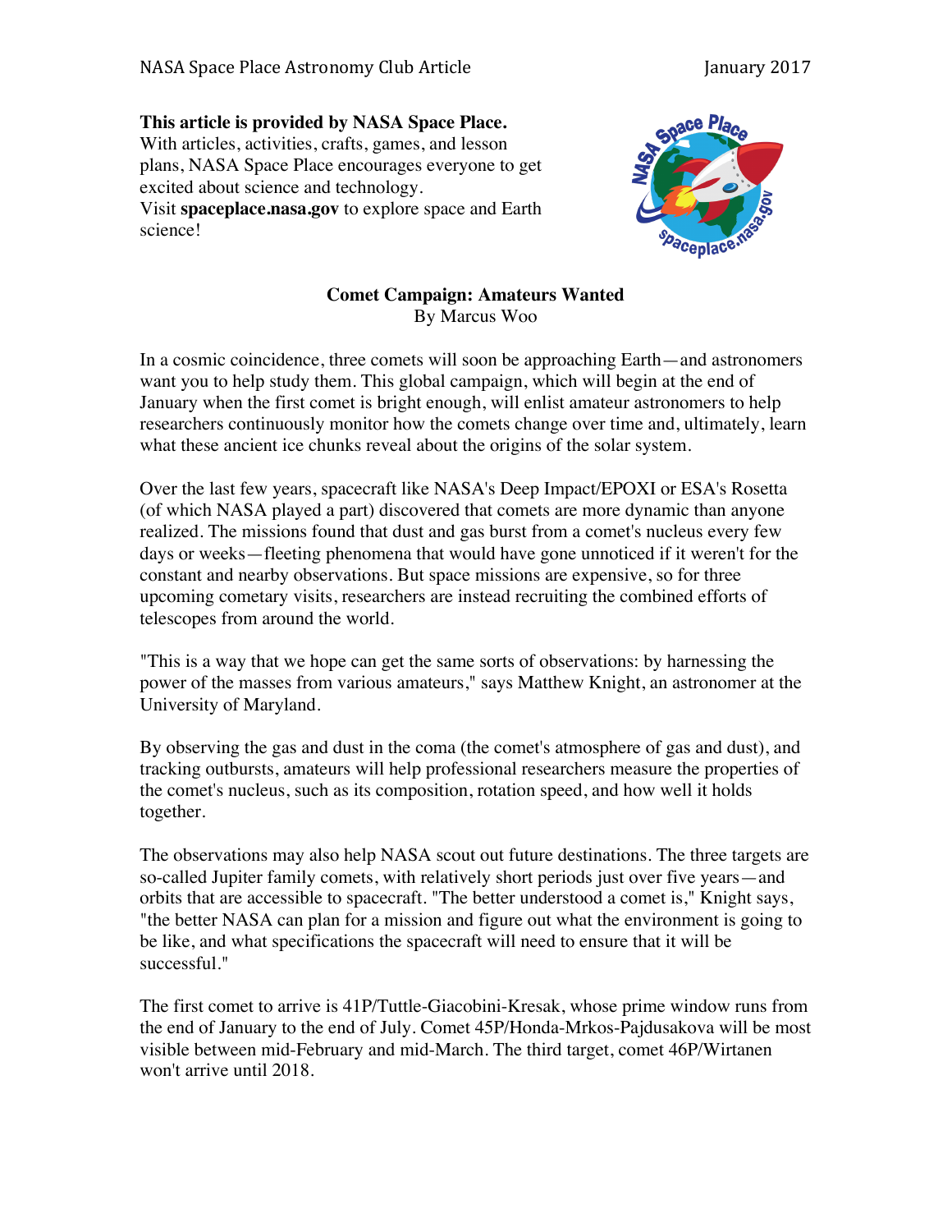**This article is provided by NASA Space Place.**
With articles, activities, crafts, games, and lesson plans, NASA Space Place encourages everyone to get excited about science and technology.
Visit **spaceplace.nasa.gov** to explore space and Earth science!

## Comet Campaign: Amateurs Wanted

By Marcus Woo

In a cosmic coincidence, three comets will soon be approaching Earth—and astronomers want you to help study them. This global campaign, which will begin at the end of January when the first comet is bright enough, will enlist amateur astronomers to help researchers continuously monitor how the comets change over time and, ultimately, learn what these ancient ice chunks reveal about the origins of the solar system.

Over the last few years, spacecraft like NASA's Deep Impact/EPOXI or ESA's Rosetta (of which NASA played a part) discovered that comets are more dynamic than anyone realized. The missions found that dust and gas burst from a comet's nucleus every few days or weeks—fleeting phenomena that would have gone unnoticed if it weren't for the constant and nearby observations. But space missions are expensive, so for three upcoming cometary visits, researchers are instead recruiting the combined efforts of telescopes from around the world.

"This is a way that we hope can get the same sorts of observations: by harnessing the power of the masses from various amateurs," says Matthew Knight, an astronomer at the University of Maryland.

By observing the gas and dust in the coma (the comet's atmosphere of gas and dust), and tracking outbursts, amateurs will help professional researchers measure the properties of the comet's nucleus, such as its composition, rotation speed, and how well it holds together.

The observations may also help NASA scout out future destinations. The three targets are so-called Jupiter family comets, with relatively short periods just over five years—and orbits that are accessible to spacecraft. "The better understood a comet is," Knight says, "the better NASA can plan for a mission and figure out what the environment is going to be like, and what specifications the spacecraft will need to ensure that it will be successful."

The first comet to arrive is 41P/Tuttle-Giacobini-Kresak, whose prime window runs from the end of January to the end of July. Comet 45P/Honda-Mrkos-Pajdusakova will be most visible between mid-February and mid-March. The third target, comet 46P/Wirtanen won't arrive until 2018.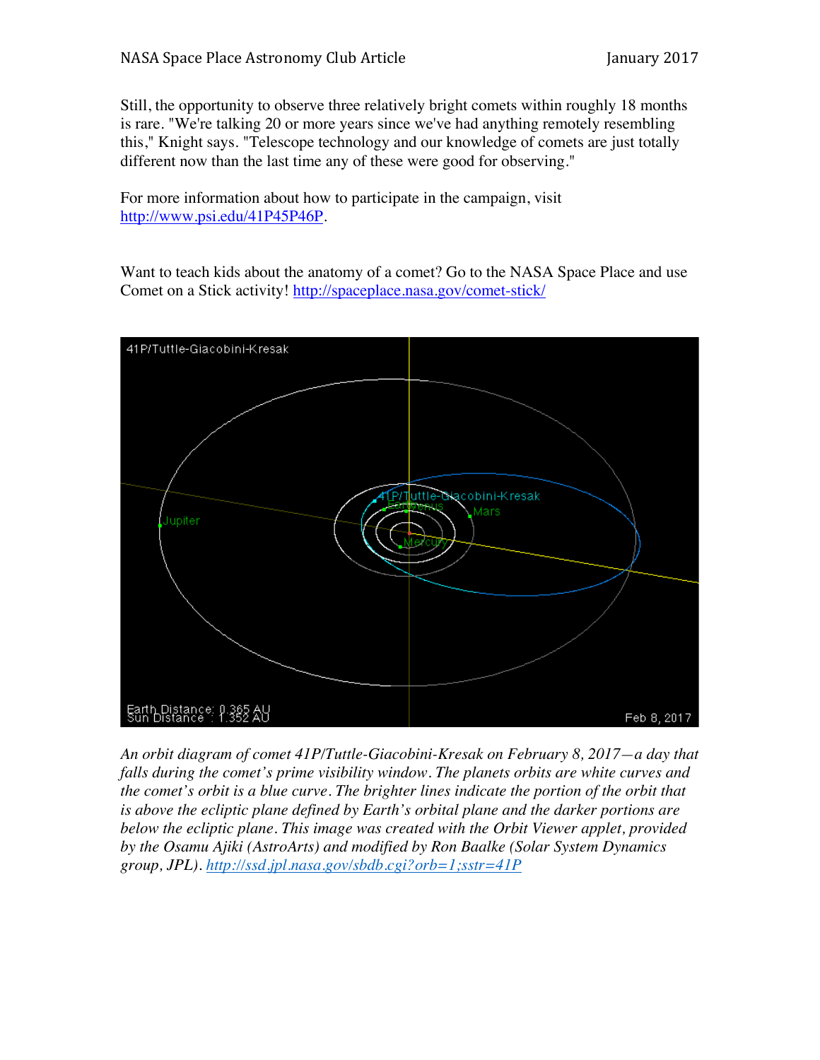Still, the opportunity to observe three relatively bright comets within roughly 18 months is rare. "We're talking 20 or more years since we've had anything remotely resembling this," Knight says. "Telescope technology and our knowledge of comets are just totally different now than the last time any of these were good for observing."

For more information about how to participate in the campaign, visit [http://www.psi.edu/41P45P46P](http://www.psi.edu/41P45P46P).

Want to teach kids about the anatomy of a comet? Go to the NASA Space Place and use Comet on a Stick activity! [http://spaceplace.nasa.gov/comet-stick/](http://spaceplace.nasa.gov/comet-stick/)

41P/Tuttle-Giacobini-Kresak

Jupiter

41P/Tuttle-Giacobini-Kresak

Earth

Venus

Mars

Mercury

Earth Distance: 0.365 AU

Sun Distance : 1.352 AU

Feb 8, 2017

*An orbit diagram of comet 41P/Tuttle-Giacobini-Kresak on February 8, 2017—a day that falls during the comet's prime visibility window. The planets orbits are white curves and the comet's orbit is a blue curve. The brighter lines indicate the portion of the orbit that is above the ecliptic plane defined by Earth's orbital plane and the darker portions are below the ecliptic plane. This image was created with the Orbit Viewer applet, provided by the Osamu Ajiki (AstroArts) and modified by Ron Baalke (Solar System Dynamics group, JPL). [http://ssd.jpl.nasa.gov/sbdb.cgi?orb=1;sstr=41P](http://ssd.jpl.nasa.gov/sbdb.cgi?orb=1;sstr=41P)*